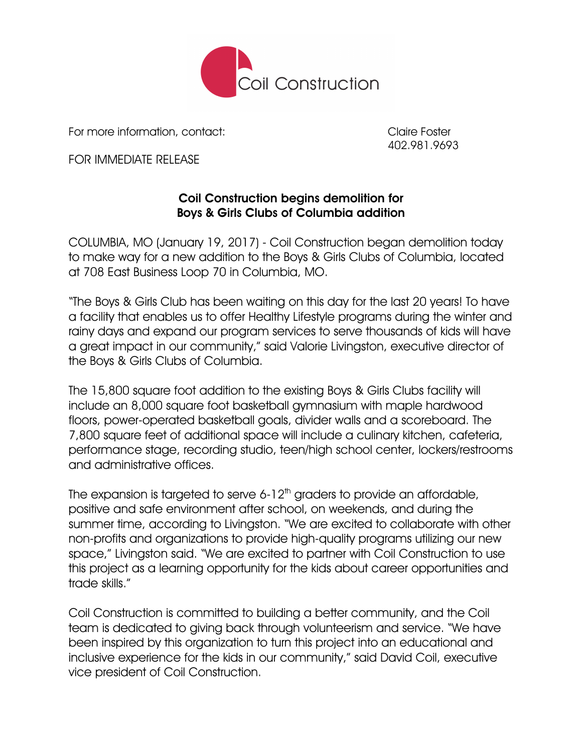Coil Construction

For more information, contact: Claire Foster
402.981.9693

FOR IMMEDIATE RELEASE

**Coil Construction begins demolition for Boys & Girls Clubs of Columbia addition**

COLUMBIA, MO (January 19, 2017) - Coil Construction began demolition today to make way for a new addition to the Boys & Girls Clubs of Columbia, located at 708 East Business Loop 70 in Columbia, MO.

"The Boys & Girls Club has been waiting on this day for the last 20 years! To have a facility that enables us to offer Healthy Lifestyle programs during the winter and rainy days and expand our program services to serve thousands of kids will have a great impact in our community," said Valorie Livingston, executive director of the Boys & Girls Clubs of Columbia.

The 15,800 square foot addition to the existing Boys & Girls Clubs facility will include an 8,000 square foot basketball gymnasium with maple hardwood floors, power-operated basketball goals, divider walls and a scoreboard. The 7,800 square feet of additional space will include a culinary kitchen, cafeteria, performance stage, recording studio, teen/high school center, lockers/restrooms and administrative offices.

The expansion is targeted to serve 6-12th graders to provide an affordable, positive and safe environment after school, on weekends, and during the summer time, according to Livingston. "We are excited to collaborate with other non-profits and organizations to provide high-quality programs utilizing our new space," Livingston said. "We are excited to partner with Coil Construction to use this project as a learning opportunity for the kids about career opportunities and trade skills."

Coil Construction is committed to building a better community, and the Coil team is dedicated to giving back through volunteerism and service. "We have been inspired by this organization to turn this project into an educational and inclusive experience for the kids in our community," said David Coil, executive vice president of Coil Construction.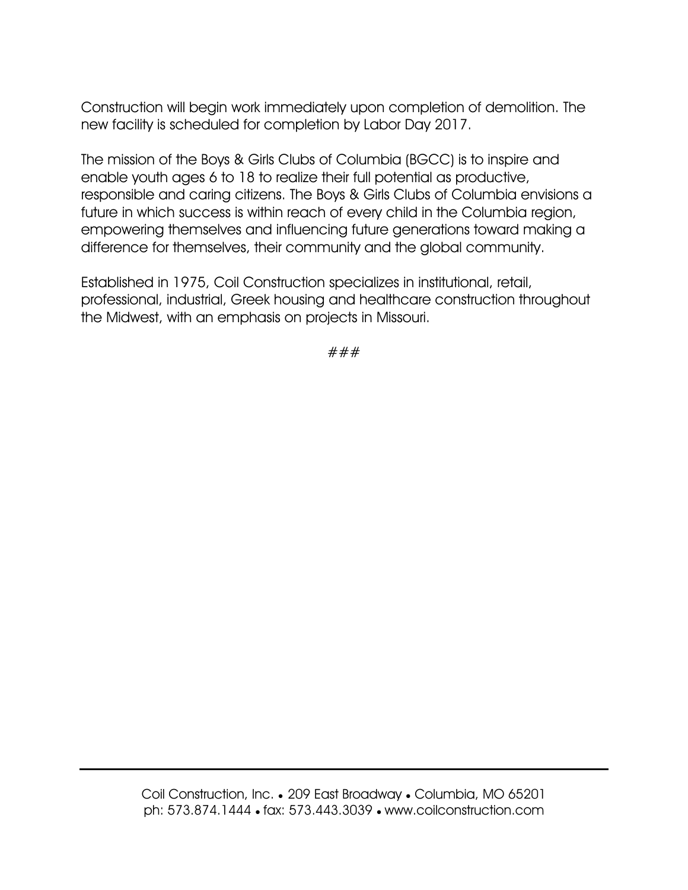Construction will begin work immediately upon completion of demolition. The new facility is scheduled for completion by Labor Day 2017.

The mission of the Boys & Girls Clubs of Columbia (BGCC) is to inspire and enable youth ages 6 to 18 to realize their full potential as productive, responsible and caring citizens. The Boys & Girls Clubs of Columbia envisions a future in which success is within reach of every child in the Columbia region, empowering themselves and influencing future generations toward making a difference for themselves, their community and the global community.

Established in 1975, Coil Construction specializes in institutional, retail, professional, industrial, Greek housing and healthcare construction throughout the Midwest, with an emphasis on projects in Missouri.

###